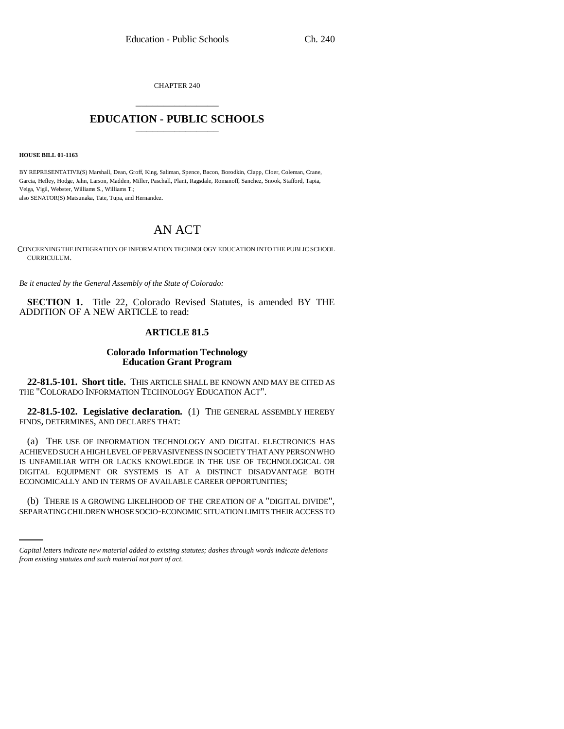CHAPTER 240

# EDUCATION - PUBLIC SCHOOLS

**HOUSE BILL 01-1163**

BY REPRESENTATIVE(S) Marshall, Dean, Groff, King, Saliman, Spence, Bacon, Borodkin, Clapp, Cloer, Coleman, Crane, Garcia, Hefley, Hodge, Jahn, Larson, Madden, Miller, Paschall, Plant, Ragsdale, Romanoff, Sanchez, Snook, Stafford, Tapia, Veiga, Vigil, Webster, Williams S., Williams T.;
also SENATOR(S) Matsunaka, Tate, Tupa, and Hernandez.

# AN ACT

CONCERNING THE INTEGRATION OF INFORMATION TECHNOLOGY EDUCATION INTO THE PUBLIC SCHOOL CURRICULUM.

*Be it enacted by the General Assembly of the State of Colorado:*

**SECTION 1.** Title 22, Colorado Revised Statutes, is amended BY THE ADDITION OF A NEW ARTICLE to read:

## ARTICLE 81.5

### Colorado Information Technology Education Grant Program

**22-81.5-101. Short title.** THIS ARTICLE SHALL BE KNOWN AND MAY BE CITED AS THE "COLORADO INFORMATION TECHNOLOGY EDUCATION ACT".

**22-81.5-102. Legislative declaration.** (1) THE GENERAL ASSEMBLY HEREBY FINDS, DETERMINES, AND DECLARES THAT:

(a) THE USE OF INFORMATION TECHNOLOGY AND DIGITAL ELECTRONICS HAS ACHIEVED SUCH A HIGH LEVEL OF PERVASIVENESS IN SOCIETY THAT ANY PERSON WHO IS UNFAMILIAR WITH OR LACKS KNOWLEDGE IN THE USE OF TECHNOLOGICAL OR DIGITAL EQUIPMENT OR SYSTEMS IS AT A DISTINCT DISADVANTAGE BOTH ECONOMICALLY AND IN TERMS OF AVAILABLE CAREER OPPORTUNITIES;

(b) THERE IS A GROWING LIKELIHOOD OF THE CREATION OF A "DIGITAL DIVIDE", SEPARATING CHILDREN WHOSE SOCIO-ECONOMIC SITUATION LIMITS THEIR ACCESS TO

*Capital letters indicate new material added to existing statutes; dashes through words indicate deletions from existing statutes and such material not part of act.*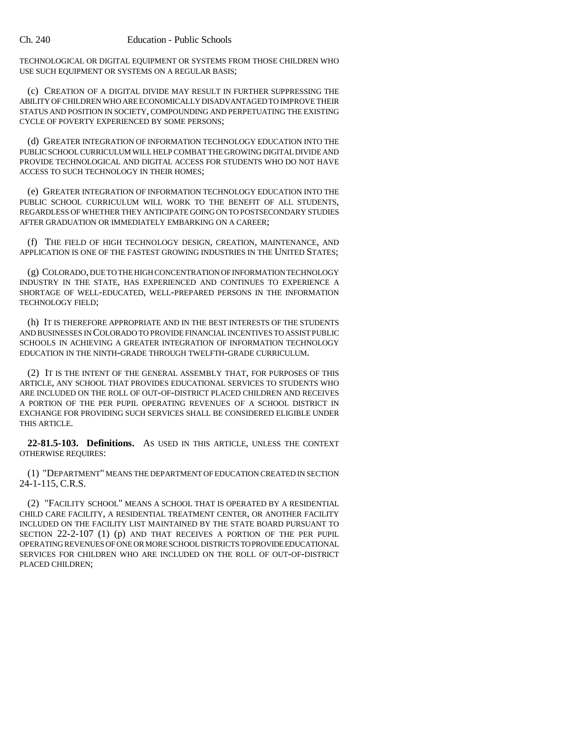TECHNOLOGICAL OR DIGITAL EQUIPMENT OR SYSTEMS FROM THOSE CHILDREN WHO USE SUCH EQUIPMENT OR SYSTEMS ON A REGULAR BASIS;

(c) CREATION OF A DIGITAL DIVIDE MAY RESULT IN FURTHER SUPPRESSING THE ABILITY OF CHILDREN WHO ARE ECONOMICALLY DISADVANTAGED TO IMPROVE THEIR STATUS AND POSITION IN SOCIETY, COMPOUNDING AND PERPETUATING THE EXISTING CYCLE OF POVERTY EXPERIENCED BY SOME PERSONS;

(d) GREATER INTEGRATION OF INFORMATION TECHNOLOGY EDUCATION INTO THE PUBLIC SCHOOL CURRICULUM WILL HELP COMBAT THE GROWING DIGITAL DIVIDE AND PROVIDE TECHNOLOGICAL AND DIGITAL ACCESS FOR STUDENTS WHO DO NOT HAVE ACCESS TO SUCH TECHNOLOGY IN THEIR HOMES;

(e) GREATER INTEGRATION OF INFORMATION TECHNOLOGY EDUCATION INTO THE PUBLIC SCHOOL CURRICULUM WILL WORK TO THE BENEFIT OF ALL STUDENTS, REGARDLESS OF WHETHER THEY ANTICIPATE GOING ON TO POSTSECONDARY STUDIES AFTER GRADUATION OR IMMEDIATELY EMBARKING ON A CAREER;

(f) THE FIELD OF HIGH TECHNOLOGY DESIGN, CREATION, MAINTENANCE, AND APPLICATION IS ONE OF THE FASTEST GROWING INDUSTRIES IN THE UNITED STATES;

(g) COLORADO, DUE TO THE HIGH CONCENTRATION OF INFORMATION TECHNOLOGY INDUSTRY IN THE STATE, HAS EXPERIENCED AND CONTINUES TO EXPERIENCE A SHORTAGE OF WELL-EDUCATED, WELL-PREPARED PERSONS IN THE INFORMATION TECHNOLOGY FIELD;

(h) IT IS THEREFORE APPROPRIATE AND IN THE BEST INTERESTS OF THE STUDENTS AND BUSINESSES IN COLORADO TO PROVIDE FINANCIAL INCENTIVES TO ASSIST PUBLIC SCHOOLS IN ACHIEVING A GREATER INTEGRATION OF INFORMATION TECHNOLOGY EDUCATION IN THE NINTH-GRADE THROUGH TWELFTH-GRADE CURRICULUM.

(2) IT IS THE INTENT OF THE GENERAL ASSEMBLY THAT, FOR PURPOSES OF THIS ARTICLE, ANY SCHOOL THAT PROVIDES EDUCATIONAL SERVICES TO STUDENTS WHO ARE INCLUDED ON THE ROLL OF OUT-OF-DISTRICT PLACED CHILDREN AND RECEIVES A PORTION OF THE PER PUPIL OPERATING REVENUES OF A SCHOOL DISTRICT IN EXCHANGE FOR PROVIDING SUCH SERVICES SHALL BE CONSIDERED ELIGIBLE UNDER THIS ARTICLE.

**22-81.5-103. Definitions.** AS USED IN THIS ARTICLE, UNLESS THE CONTEXT OTHERWISE REQUIRES:

(1) "DEPARTMENT" MEANS THE DEPARTMENT OF EDUCATION CREATED IN SECTION 24-1-115, C.R.S.

(2) "FACILITY SCHOOL" MEANS A SCHOOL THAT IS OPERATED BY A RESIDENTIAL CHILD CARE FACILITY, A RESIDENTIAL TREATMENT CENTER, OR ANOTHER FACILITY INCLUDED ON THE FACILITY LIST MAINTAINED BY THE STATE BOARD PURSUANT TO SECTION 22-2-107 (1) (p) AND THAT RECEIVES A PORTION OF THE PER PUPIL OPERATING REVENUES OF ONE OR MORE SCHOOL DISTRICTS TO PROVIDE EDUCATIONAL SERVICES FOR CHILDREN WHO ARE INCLUDED ON THE ROLL OF OUT-OF-DISTRICT PLACED CHILDREN;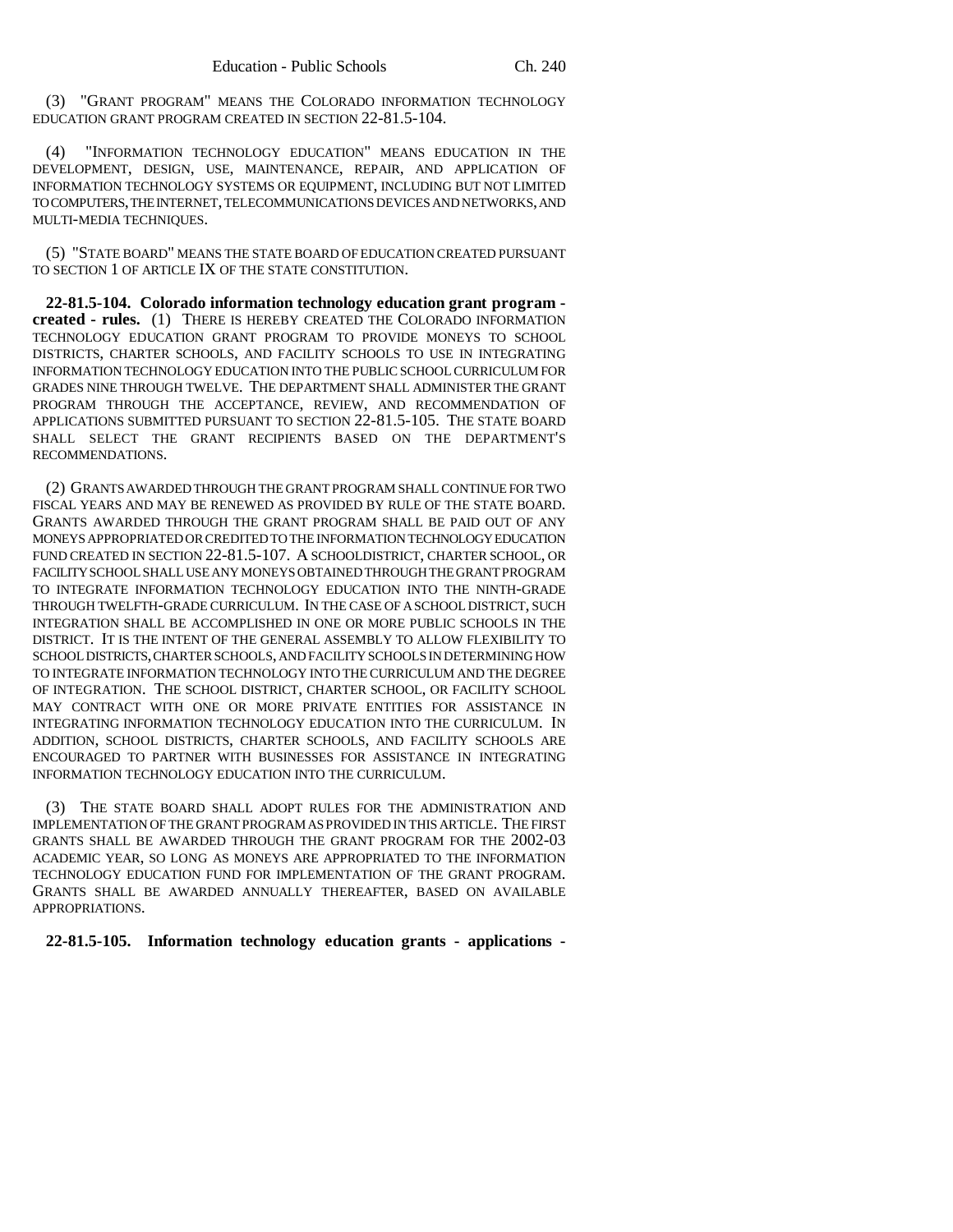(3) "GRANT PROGRAM" MEANS THE COLORADO INFORMATION TECHNOLOGY EDUCATION GRANT PROGRAM CREATED IN SECTION 22-81.5-104.

(4) "INFORMATION TECHNOLOGY EDUCATION" MEANS EDUCATION IN THE DEVELOPMENT, DESIGN, USE, MAINTENANCE, REPAIR, AND APPLICATION OF INFORMATION TECHNOLOGY SYSTEMS OR EQUIPMENT, INCLUDING BUT NOT LIMITED TO COMPUTERS, THE INTERNET, TELECOMMUNICATIONS DEVICES AND NETWORKS, AND MULTI-MEDIA TECHNIQUES.

(5) "STATE BOARD" MEANS THE STATE BOARD OF EDUCATION CREATED PURSUANT TO SECTION 1 OF ARTICLE IX OF THE STATE CONSTITUTION.

**22-81.5-104. Colorado information technology education grant program - created - rules.** (1) THERE IS HEREBY CREATED THE COLORADO INFORMATION TECHNOLOGY EDUCATION GRANT PROGRAM TO PROVIDE MONEYS TO SCHOOL DISTRICTS, CHARTER SCHOOLS, AND FACILITY SCHOOLS TO USE IN INTEGRATING INFORMATION TECHNOLOGY EDUCATION INTO THE PUBLIC SCHOOL CURRICULUM FOR GRADES NINE THROUGH TWELVE. THE DEPARTMENT SHALL ADMINISTER THE GRANT PROGRAM THROUGH THE ACCEPTANCE, REVIEW, AND RECOMMENDATION OF APPLICATIONS SUBMITTED PURSUANT TO SECTION 22-81.5-105. THE STATE BOARD SHALL SELECT THE GRANT RECIPIENTS BASED ON THE DEPARTMENT'S RECOMMENDATIONS.

(2) GRANTS AWARDED THROUGH THE GRANT PROGRAM SHALL CONTINUE FOR TWO FISCAL YEARS AND MAY BE RENEWED AS PROVIDED BY RULE OF THE STATE BOARD. GRANTS AWARDED THROUGH THE GRANT PROGRAM SHALL BE PAID OUT OF ANY MONEYS APPROPRIATED OR CREDITED TO THE INFORMATION TECHNOLOGY EDUCATION FUND CREATED IN SECTION 22-81.5-107. A SCHOOLDISTRICT, CHARTER SCHOOL, OR FACILITY SCHOOL SHALL USE ANY MONEYS OBTAINED THROUGH THE GRANT PROGRAM TO INTEGRATE INFORMATION TECHNOLOGY EDUCATION INTO THE NINTH-GRADE THROUGH TWELFTH-GRADE CURRICULUM. IN THE CASE OF A SCHOOL DISTRICT, SUCH INTEGRATION SHALL BE ACCOMPLISHED IN ONE OR MORE PUBLIC SCHOOLS IN THE DISTRICT. IT IS THE INTENT OF THE GENERAL ASSEMBLY TO ALLOW FLEXIBILITY TO SCHOOL DISTRICTS, CHARTER SCHOOLS, AND FACILITY SCHOOLS IN DETERMINING HOW TO INTEGRATE INFORMATION TECHNOLOGY INTO THE CURRICULUM AND THE DEGREE OF INTEGRATION. THE SCHOOL DISTRICT, CHARTER SCHOOL, OR FACILITY SCHOOL MAY CONTRACT WITH ONE OR MORE PRIVATE ENTITIES FOR ASSISTANCE IN INTEGRATING INFORMATION TECHNOLOGY EDUCATION INTO THE CURRICULUM. IN ADDITION, SCHOOL DISTRICTS, CHARTER SCHOOLS, AND FACILITY SCHOOLS ARE ENCOURAGED TO PARTNER WITH BUSINESSES FOR ASSISTANCE IN INTEGRATING INFORMATION TECHNOLOGY EDUCATION INTO THE CURRICULUM.

(3) THE STATE BOARD SHALL ADOPT RULES FOR THE ADMINISTRATION AND IMPLEMENTATION OF THE GRANT PROGRAM AS PROVIDED IN THIS ARTICLE. THE FIRST GRANTS SHALL BE AWARDED THROUGH THE GRANT PROGRAM FOR THE 2002-03 ACADEMIC YEAR, SO LONG AS MONEYS ARE APPROPRIATED TO THE INFORMATION TECHNOLOGY EDUCATION FUND FOR IMPLEMENTATION OF THE GRANT PROGRAM. GRANTS SHALL BE AWARDED ANNUALLY THEREAFTER, BASED ON AVAILABLE APPROPRIATIONS.

**22-81.5-105. Information technology education grants - applications -**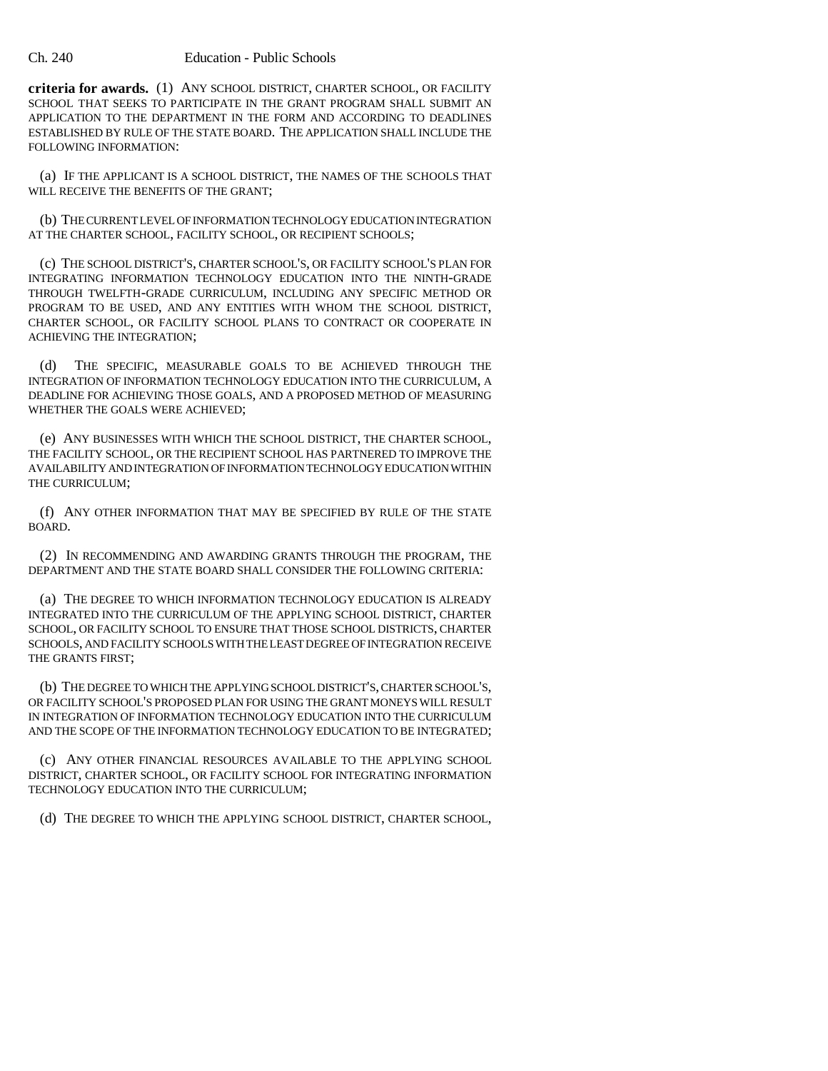**criteria for awards.** (1) ANY SCHOOL DISTRICT, CHARTER SCHOOL, OR FACILITY SCHOOL THAT SEEKS TO PARTICIPATE IN THE GRANT PROGRAM SHALL SUBMIT AN APPLICATION TO THE DEPARTMENT IN THE FORM AND ACCORDING TO DEADLINES ESTABLISHED BY RULE OF THE STATE BOARD. THE APPLICATION SHALL INCLUDE THE FOLLOWING INFORMATION:

(a) IF THE APPLICANT IS A SCHOOL DISTRICT, THE NAMES OF THE SCHOOLS THAT WILL RECEIVE THE BENEFITS OF THE GRANT;

(b) THE CURRENT LEVEL OF INFORMATION TECHNOLOGY EDUCATION INTEGRATION AT THE CHARTER SCHOOL, FACILITY SCHOOL, OR RECIPIENT SCHOOLS;

(c) THE SCHOOL DISTRICT'S, CHARTER SCHOOL'S, OR FACILITY SCHOOL'S PLAN FOR INTEGRATING INFORMATION TECHNOLOGY EDUCATION INTO THE NINTH-GRADE THROUGH TWELFTH-GRADE CURRICULUM, INCLUDING ANY SPECIFIC METHOD OR PROGRAM TO BE USED, AND ANY ENTITIES WITH WHOM THE SCHOOL DISTRICT, CHARTER SCHOOL, OR FACILITY SCHOOL PLANS TO CONTRACT OR COOPERATE IN ACHIEVING THE INTEGRATION;

(d) THE SPECIFIC, MEASURABLE GOALS TO BE ACHIEVED THROUGH THE INTEGRATION OF INFORMATION TECHNOLOGY EDUCATION INTO THE CURRICULUM, A DEADLINE FOR ACHIEVING THOSE GOALS, AND A PROPOSED METHOD OF MEASURING WHETHER THE GOALS WERE ACHIEVED;

(e) ANY BUSINESSES WITH WHICH THE SCHOOL DISTRICT, THE CHARTER SCHOOL, THE FACILITY SCHOOL, OR THE RECIPIENT SCHOOL HAS PARTNERED TO IMPROVE THE AVAILABILITY AND INTEGRATION OF INFORMATION TECHNOLOGY EDUCATION WITHIN THE CURRICULUM;

(f) ANY OTHER INFORMATION THAT MAY BE SPECIFIED BY RULE OF THE STATE BOARD.

(2) IN RECOMMENDING AND AWARDING GRANTS THROUGH THE PROGRAM, THE DEPARTMENT AND THE STATE BOARD SHALL CONSIDER THE FOLLOWING CRITERIA:

(a) THE DEGREE TO WHICH INFORMATION TECHNOLOGY EDUCATION IS ALREADY INTEGRATED INTO THE CURRICULUM OF THE APPLYING SCHOOL DISTRICT, CHARTER SCHOOL, OR FACILITY SCHOOL TO ENSURE THAT THOSE SCHOOL DISTRICTS, CHARTER SCHOOLS, AND FACILITY SCHOOLS WITH THE LEAST DEGREE OF INTEGRATION RECEIVE THE GRANTS FIRST;

(b) THE DEGREE TO WHICH THE APPLYING SCHOOL DISTRICT'S, CHARTER SCHOOL'S, OR FACILITY SCHOOL'S PROPOSED PLAN FOR USING THE GRANT MONEYS WILL RESULT IN INTEGRATION OF INFORMATION TECHNOLOGY EDUCATION INTO THE CURRICULUM AND THE SCOPE OF THE INFORMATION TECHNOLOGY EDUCATION TO BE INTEGRATED;

(c) ANY OTHER FINANCIAL RESOURCES AVAILABLE TO THE APPLYING SCHOOL DISTRICT, CHARTER SCHOOL, OR FACILITY SCHOOL FOR INTEGRATING INFORMATION TECHNOLOGY EDUCATION INTO THE CURRICULUM;

(d) THE DEGREE TO WHICH THE APPLYING SCHOOL DISTRICT, CHARTER SCHOOL,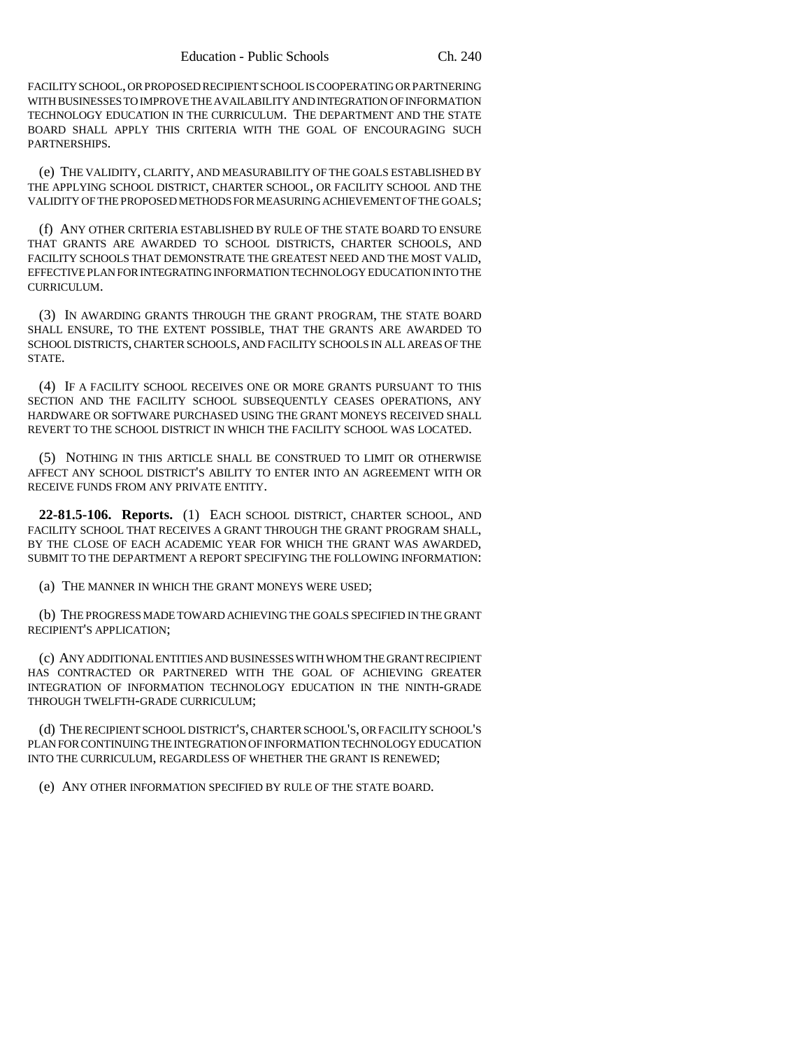FACILITY SCHOOL, OR PROPOSED RECIPIENT SCHOOL IS COOPERATING OR PARTNERING WITH BUSINESSES TO IMPROVE THE AVAILABILITY AND INTEGRATION OF INFORMATION TECHNOLOGY EDUCATION IN THE CURRICULUM. THE DEPARTMENT AND THE STATE BOARD SHALL APPLY THIS CRITERIA WITH THE GOAL OF ENCOURAGING SUCH PARTNERSHIPS.

(e) THE VALIDITY, CLARITY, AND MEASURABILITY OF THE GOALS ESTABLISHED BY THE APPLYING SCHOOL DISTRICT, CHARTER SCHOOL, OR FACILITY SCHOOL AND THE VALIDITY OF THE PROPOSED METHODS FOR MEASURING ACHIEVEMENT OF THE GOALS;

(f) ANY OTHER CRITERIA ESTABLISHED BY RULE OF THE STATE BOARD TO ENSURE THAT GRANTS ARE AWARDED TO SCHOOL DISTRICTS, CHARTER SCHOOLS, AND FACILITY SCHOOLS THAT DEMONSTRATE THE GREATEST NEED AND THE MOST VALID, EFFECTIVE PLAN FOR INTEGRATING INFORMATION TECHNOLOGY EDUCATION INTO THE CURRICULUM.

(3) IN AWARDING GRANTS THROUGH THE GRANT PROGRAM, THE STATE BOARD SHALL ENSURE, TO THE EXTENT POSSIBLE, THAT THE GRANTS ARE AWARDED TO SCHOOL DISTRICTS, CHARTER SCHOOLS, AND FACILITY SCHOOLS IN ALL AREAS OF THE STATE.

(4) IF A FACILITY SCHOOL RECEIVES ONE OR MORE GRANTS PURSUANT TO THIS SECTION AND THE FACILITY SCHOOL SUBSEQUENTLY CEASES OPERATIONS, ANY HARDWARE OR SOFTWARE PURCHASED USING THE GRANT MONEYS RECEIVED SHALL REVERT TO THE SCHOOL DISTRICT IN WHICH THE FACILITY SCHOOL WAS LOCATED.

(5) NOTHING IN THIS ARTICLE SHALL BE CONSTRUED TO LIMIT OR OTHERWISE AFFECT ANY SCHOOL DISTRICT'S ABILITY TO ENTER INTO AN AGREEMENT WITH OR RECEIVE FUNDS FROM ANY PRIVATE ENTITY.

**22-81.5-106. Reports.** (1) EACH SCHOOL DISTRICT, CHARTER SCHOOL, AND FACILITY SCHOOL THAT RECEIVES A GRANT THROUGH THE GRANT PROGRAM SHALL, BY THE CLOSE OF EACH ACADEMIC YEAR FOR WHICH THE GRANT WAS AWARDED, SUBMIT TO THE DEPARTMENT A REPORT SPECIFYING THE FOLLOWING INFORMATION:

(a) THE MANNER IN WHICH THE GRANT MONEYS WERE USED;

(b) THE PROGRESS MADE TOWARD ACHIEVING THE GOALS SPECIFIED IN THE GRANT RECIPIENT'S APPLICATION;

(c) ANY ADDITIONAL ENTITIES AND BUSINESSES WITH WHOM THE GRANT RECIPIENT HAS CONTRACTED OR PARTNERED WITH THE GOAL OF ACHIEVING GREATER INTEGRATION OF INFORMATION TECHNOLOGY EDUCATION IN THE NINTH-GRADE THROUGH TWELFTH-GRADE CURRICULUM;

(d) THE RECIPIENT SCHOOL DISTRICT'S, CHARTER SCHOOL'S, OR FACILITY SCHOOL'S PLAN FOR CONTINUING THE INTEGRATION OF INFORMATION TECHNOLOGY EDUCATION INTO THE CURRICULUM, REGARDLESS OF WHETHER THE GRANT IS RENEWED;

(e) ANY OTHER INFORMATION SPECIFIED BY RULE OF THE STATE BOARD.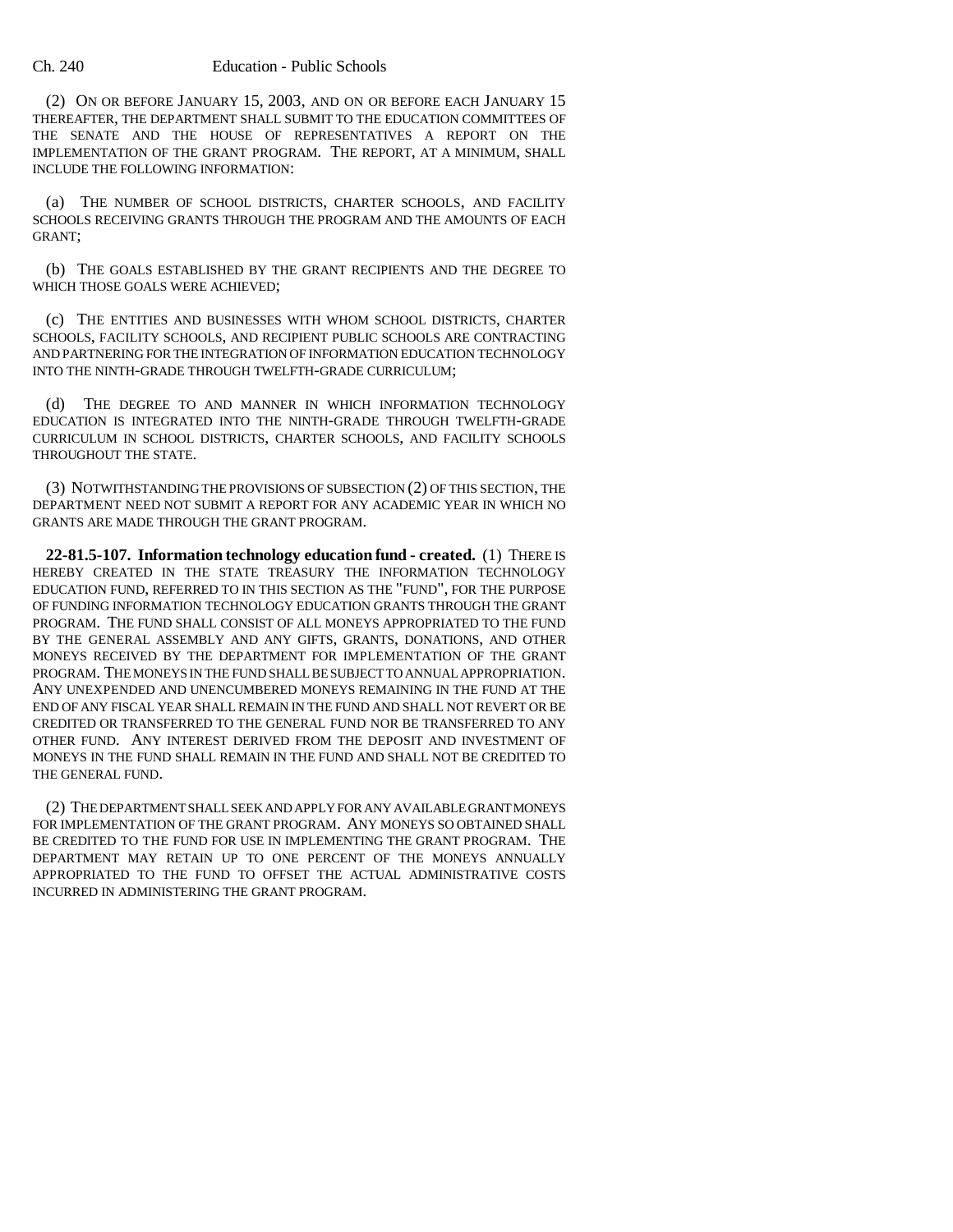(2) ON OR BEFORE JANUARY 15, 2003, AND ON OR BEFORE EACH JANUARY 15 THEREAFTER, THE DEPARTMENT SHALL SUBMIT TO THE EDUCATION COMMITTEES OF THE SENATE AND THE HOUSE OF REPRESENTATIVES A REPORT ON THE IMPLEMENTATION OF THE GRANT PROGRAM. THE REPORT, AT A MINIMUM, SHALL INCLUDE THE FOLLOWING INFORMATION:

(a) THE NUMBER OF SCHOOL DISTRICTS, CHARTER SCHOOLS, AND FACILITY SCHOOLS RECEIVING GRANTS THROUGH THE PROGRAM AND THE AMOUNTS OF EACH GRANT;

(b) THE GOALS ESTABLISHED BY THE GRANT RECIPIENTS AND THE DEGREE TO WHICH THOSE GOALS WERE ACHIEVED;

(c) THE ENTITIES AND BUSINESSES WITH WHOM SCHOOL DISTRICTS, CHARTER SCHOOLS, FACILITY SCHOOLS, AND RECIPIENT PUBLIC SCHOOLS ARE CONTRACTING AND PARTNERING FOR THE INTEGRATION OF INFORMATION EDUCATION TECHNOLOGY INTO THE NINTH-GRADE THROUGH TWELFTH-GRADE CURRICULUM;

(d) THE DEGREE TO AND MANNER IN WHICH INFORMATION TECHNOLOGY EDUCATION IS INTEGRATED INTO THE NINTH-GRADE THROUGH TWELFTH-GRADE CURRICULUM IN SCHOOL DISTRICTS, CHARTER SCHOOLS, AND FACILITY SCHOOLS THROUGHOUT THE STATE.

(3) NOTWITHSTANDING THE PROVISIONS OF SUBSECTION (2) OF THIS SECTION, THE DEPARTMENT NEED NOT SUBMIT A REPORT FOR ANY ACADEMIC YEAR IN WHICH NO GRANTS ARE MADE THROUGH THE GRANT PROGRAM.

**22-81.5-107. Information technology education fund - created.** (1) THERE IS HEREBY CREATED IN THE STATE TREASURY THE INFORMATION TECHNOLOGY EDUCATION FUND, REFERRED TO IN THIS SECTION AS THE "FUND", FOR THE PURPOSE OF FUNDING INFORMATION TECHNOLOGY EDUCATION GRANTS THROUGH THE GRANT PROGRAM. THE FUND SHALL CONSIST OF ALL MONEYS APPROPRIATED TO THE FUND BY THE GENERAL ASSEMBLY AND ANY GIFTS, GRANTS, DONATIONS, AND OTHER MONEYS RECEIVED BY THE DEPARTMENT FOR IMPLEMENTATION OF THE GRANT PROGRAM. THE MONEYS IN THE FUND SHALL BE SUBJECT TO ANNUAL APPROPRIATION. ANY UNEXPENDED AND UNENCUMBERED MONEYS REMAINING IN THE FUND AT THE END OF ANY FISCAL YEAR SHALL REMAIN IN THE FUND AND SHALL NOT REVERT OR BE CREDITED OR TRANSFERRED TO THE GENERAL FUND NOR BE TRANSFERRED TO ANY OTHER FUND. ANY INTEREST DERIVED FROM THE DEPOSIT AND INVESTMENT OF MONEYS IN THE FUND SHALL REMAIN IN THE FUND AND SHALL NOT BE CREDITED TO THE GENERAL FUND.

(2) THE DEPARTMENT SHALL SEEK AND APPLY FOR ANY AVAILABLE GRANT MONEYS FOR IMPLEMENTATION OF THE GRANT PROGRAM. ANY MONEYS SO OBTAINED SHALL BE CREDITED TO THE FUND FOR USE IN IMPLEMENTING THE GRANT PROGRAM. THE DEPARTMENT MAY RETAIN UP TO ONE PERCENT OF THE MONEYS ANNUALLY APPROPRIATED TO THE FUND TO OFFSET THE ACTUAL ADMINISTRATIVE COSTS INCURRED IN ADMINISTERING THE GRANT PROGRAM.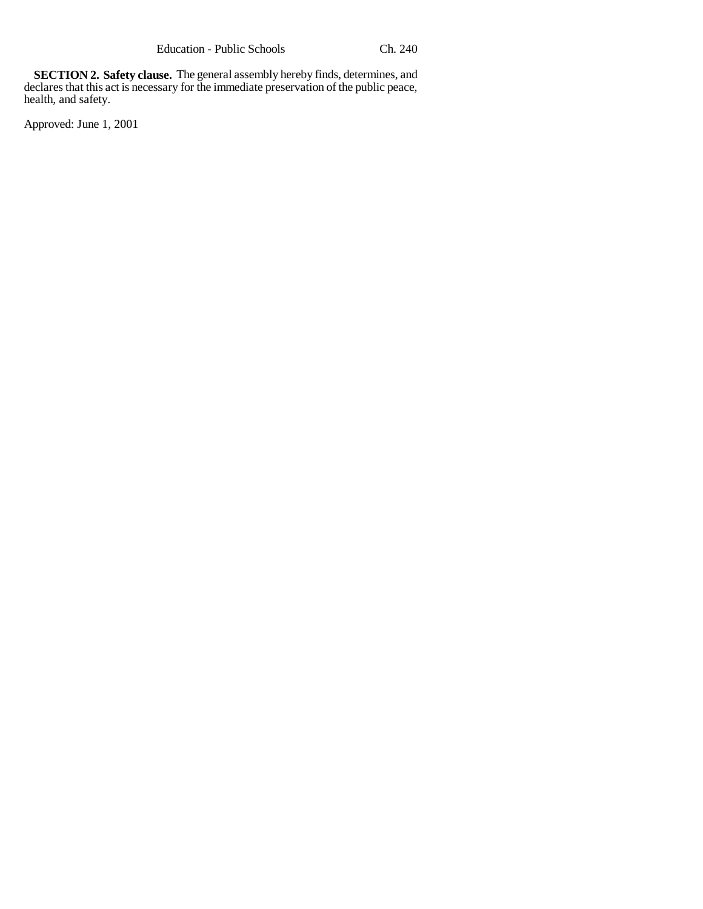**SECTION 2. Safety clause.** The general assembly hereby finds, determines, and declares that this act is necessary for the immediate preservation of the public peace, health, and safety.

Approved: June 1, 2001